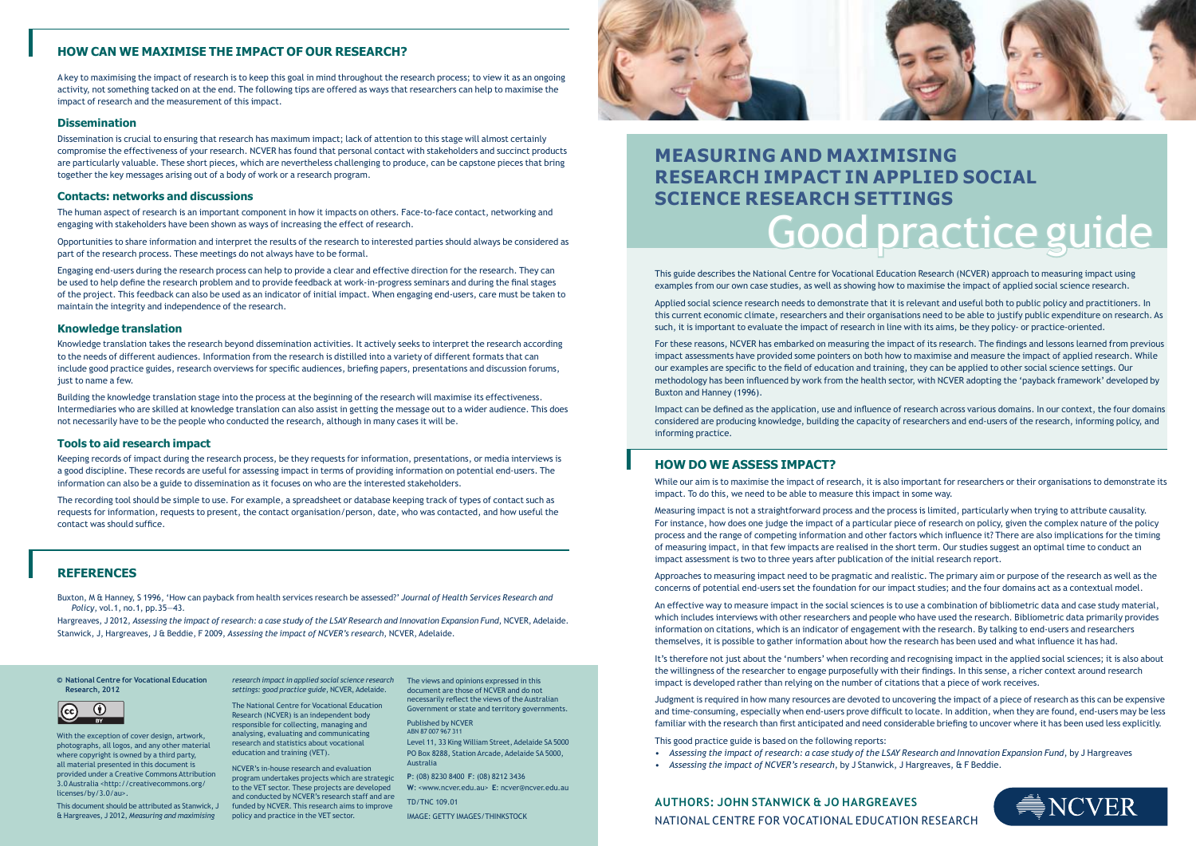# MEASURING AND MAXIMISING RESEARCH IMPACT IN APPLIED SOCIAL SCIENCE RESEARCH SETTINGS

# Good practice guide

This guide describes the National Centre for Vocational Education Research (NCVER) approach to measuring impact using examples from our own case studies, as well as showing how to maximise the impact of applied social science research.

Applied social science research needs to demonstrate that it is relevant and useful both to public policy and practitioners. In this current economic climate, researchers and their organisations need to be able to justify public expenditure on research. As such, it is important to evaluate the impact of research in line with its aims, be they policy- or practice-oriented.

For these reasons, NCVER has embarked on measuring the impact of its research. The findings and lessons learned from previous impact assessments have provided some pointers on both how to maximise and measure the impact of applied research. While our examples are specific to the field of education and training, they can be applied to other social science settings. Our methodology has been influenced by work from the health sector, with NCVER adopting the 'payback framework' developed by Buxton and Hanney (1996).

Impact can be defined as the application, use and influence of research across various domains. In our context, the four domains considered are producing knowledge, building the capacity of researchers and end-users of the research, informing policy, and informing practice.

## HOW DO WE ASSESS IMPACT?

While our aim is to maximise the impact of research, it is also important for researchers or their organisations to demonstrate its impact. To do this, we need to be able to measure this impact in some way.

Measuring impact is not a straightforward process and the process is limited, particularly when trying to attribute causality. For instance, how does one judge the impact of a particular piece of research on policy, given the complex nature of the policy process and the range of competing information and other factors which influence it? There are also implications for the timing of measuring impact, in that few impacts are realised in the short term. Our studies suggest an optimal time to conduct an impact assessment is two to three years after publication of the initial research report.

Approaches to measuring impact need to be pragmatic and realistic. The primary aim or purpose of the research as well as the concerns of potential end-users set the foundation for our impact studies; and the four domains act as a contextual model.

An effective way to measure impact in the social sciences is to use a combination of bibliometric data and case study material, which includes interviews with other researchers and people who have used the research. Bibliometric data primarily provides information on citations, which is an indicator of engagement with the research. By talking to end-users and researchers themselves, it is possible to gather information about how the research has been used and what influence it has had.

It's therefore not just about the 'numbers' when recording and recognising impact in the applied social sciences; it is also about the willingness of the researcher to engage purposefully with their findings. In this sense, a richer context around research impact is developed rather than relying on the number of citations that a piece of work receives.

Judgment is required in how many resources are devoted to uncovering the impact of a piece of research as this can be expensive and time-consuming, especially when end-users prove difficult to locate. In addition, when they are found, end-users may be less familiar with the research than first anticipated and need considerable briefing to uncover where it has been used less explicitly.

This good practice guide is based on the following reports:

- *Assessing the impact of research: a case study of the LSAY Research and Innovation Expansion Fund*, by J Hargreaves
- *Assessing the impact of NCVER's research*, by J Stanwick, J Hargreaves, & F Beddie.

**AUTHORS: JOHN STANWICK & JO HARGREAVES**

NATIONAL CENTRE FOR VOCATIONAL EDUCATION RESEARCH

## HOW CAN WE MAXIMISE THE IMPACT OF OUR RESEARCH?

A key to maximising the impact of research is to keep this goal in mind throughout the research process; to view it as an ongoing activity, not something tacked on at the end. The following tips are offered as ways that researchers can help to maximise the impact of research and the measurement of this impact.

### Dissemination

Dissemination is crucial to ensuring that research has maximum impact; lack of attention to this stage will almost certainly compromise the effectiveness of your research. NCVER has found that personal contact with stakeholders and succinct products are particularly valuable. These short pieces, which are nevertheless challenging to produce, can be capstone pieces that bring together the key messages arising out of a body of work or a research program.

### Contacts: networks and discussions

The human aspect of research is an important component in how it impacts on others. Face-to-face contact, networking and engaging with stakeholders have been shown as ways of increasing the effect of research.

Opportunities to share information and interpret the results of the research to interested parties should always be considered as part of the research process. These meetings do not always have to be formal.

Engaging end-users during the research process can help to provide a clear and effective direction for the research. They can be used to help define the research problem and to provide feedback at work-in-progress seminars and during the final stages of the project. This feedback can also be used as an indicator of initial impact. When engaging end-users, care must be taken to maintain the integrity and independence of the research.

### Knowledge translation

Knowledge translation takes the research beyond dissemination activities. It actively seeks to interpret the research according to the needs of different audiences. Information from the research is distilled into a variety of different formats that can include good practice guides, research overviews for specific audiences, briefing papers, presentations and discussion forums, just to name a few.

Building the knowledge translation stage into the process at the beginning of the research will maximise its effectiveness. Intermediaries who are skilled at knowledge translation can also assist in getting the message out to a wider audience. This does not necessarily have to be the people who conducted the research, although in many cases it will be.

### Tools to aid research impact

Keeping records of impact during the research process, be they requests for information, presentations, or media interviews is a good discipline. These records are useful for assessing impact in terms of providing information on potential end-users. The information can also be a guide to dissemination as it focuses on who are the interested stakeholders.

The recording tool should be simple to use. For example, a spreadsheet or database keeping track of types of contact such as requests for information, requests to present, the contact organisation/person, date, who was contacted, and how useful the contact was should suffice.

## REFERENCES

Buxton, M & Hanney, S 1996, 'How can payback from health services research be assessed?' *Journal of Health Services Research and Policy*, vol.1, no.1, pp.35–43.

Hargreaves, J 2012, *Assessing the impact of research: a case study of the LSAY Research and Innovation Expansion Fund*, NCVER, Adelaide.

Stanwick, J, Hargreaves, J & Beddie, F 2009, *Assessing the impact of NCVER's research*, NCVER, Adelaide.

**© National Centre for Vocational Education Research, 2012**

With the exception of cover design, artwork, photographs, all logos, and any other material where copyright is owned by a third party, all material presented in this document is provided under a Creative Commons Attribution 3.0 Australia <http://creativecommons.org/licenses/by/3.0/au>.

This document should be attributed as Stanwick, J & Hargreaves, J 2012, *Measuring and maximising research impact in applied social science research settings: good practice guide*, NCVER, Adelaide.

The National Centre for Vocational Education Research (NCVER) is an independent body responsible for collecting, managing and analysing, evaluating and communicating research and statistics about vocational education and training (VET).

NCVER's in-house research and evaluation program undertakes projects which are strategic to the VET sector. These projects are developed and conducted by NCVER's research staff and are funded by NCVER. This research aims to improve policy and practice in the VET sector.

The views and opinions expressed in this document are those of NCVER and do not necessarily reflect the views of the Australian Government or state and territory governments.

Published by NCVER
ABN 87 007 967 311

Level 11, 33 King William Street, Adelaide SA 5000
PO Box 8288, Station Arcade, Adelaide SA 5000, Australia

P: (08) 8230 8400 F: (08) 8212 3436
W: <www.ncver.edu.au> E: ncver@ncver.edu.au

TD/TNC 109.01

IMAGE: GETTY IMAGES/THINKSTOCK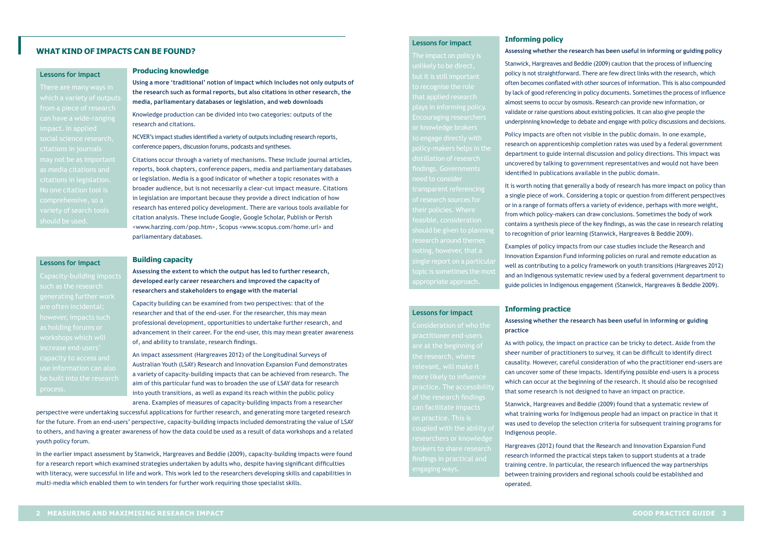## WHAT KIND OF IMPACTS CAN BE FOUND?

**Lessons for impact**

There are many ways in which a variety of outputs from a piece of research can have a wide-ranging impact. In applied social science research, citations in journals may not be as important as media citations and citations in legislation. No one citation tool is comprehensive, so a variety of search tools should be used.

### Producing knowledge

**Using a more 'traditional' notion of impact which includes not only outputs of the research such as formal reports, but also citations in other research, the media, parliamentary databases or legislation, and web downloads**

Knowledge production can be divided into two categories: outputs of the research and citations.

NCVER's impact studies identified a variety of outputs including research reports, conference papers, discussion forums, podcasts and syntheses.

Citations occur through a variety of mechanisms. These include journal articles, reports, book chapters, conference papers, media and parliamentary databases or legislation. Media is a good indicator of whether a topic resonates with a broader audience, but is not necessarily a clear-cut impact measure. Citations in legislation are important because they provide a direct indication of how research has entered policy development. There are various tools available for citation analysis. These include Google, Google Scholar, Publish or Perish <www.harzing.com/pop.htm>, Scopus <www.scopus.com/home.url> and parliamentary databases.

**Lessons for impact**

Capacity-building impacts such as the research generating further work are often incidental; however, impacts such as holding forums or workshops which will increase end-users' capacity to access and use information can also be built into the research process.

### Building capacity

**Assessing the extent to which the output has led to further research, developed early career researchers and improved the capacity of researchers and stakeholders to engage with the material**

Capacity building can be examined from two perspectives: that of the researcher and that of the end-user. For the researcher, this may mean professional development, opportunities to undertake further research, and advancement in their career. For the end-user, this may mean greater awareness of, and ability to translate, research findings.

An impact assessment (Hargreaves 2012) of the Longitudinal Surveys of Australian Youth (LSAY) Research and Innovation Expansion Fund demonstrates a variety of capacity-building impacts that can be achieved from research. The aim of this particular fund was to broaden the use of LSAY data for research into youth transitions, as well as expand its reach within the public policy arena. Examples of measures of capacity-building impacts from a researcher perspective were undertaking successful applications for further research, and generating more targeted research for the future. From an end-users' perspective, capacity-building impacts included demonstrating the value of LSAY to others, and having a greater awareness of how the data could be used as a result of data workshops and a related youth policy forum.

In the earlier impact assessment by Stanwick, Hargreaves and Beddie (2009), capacity-building impacts were found for a research report which examined strategies undertaken by adults who, despite having significant difficulties with literacy, were successful in life and work. This work led to the researchers developing skills and capabilities in multi-media which enabled them to win tenders for further work requiring those specialist skills.

**Lessons for impact**

The impact on policy is unlikely to be direct, but it is still important to recognise the role that applied research plays in informing policy. Encouraging researchers or knowledge brokers to engage directly with policy-makers helps in the distillation of research findings. Governments need to consider transparent referencing of research sources for their policies. Where feasible, consideration should be given to planning research around themes noting, however, that a single report on a particular topic is sometimes the most appropriate approach.

### Informing policy

**Assessing whether the research has been useful in informing or guiding policy**

Stanwick, Hargreaves and Beddie (2009) caution that the process of influencing policy is not straightforward. There are few direct links with the research, which often becomes conflated with other sources of information. This is also compounded by lack of good referencing in policy documents. Sometimes the process of influence almost seems to occur by osmosis. Research can provide new information, or validate or raise questions about existing policies. It can also give people the underpinning knowledge to debate and engage with policy discussions and decisions.

Policy impacts are often not visible in the public domain. In one example, research on apprenticeship completion rates was used by a federal government department to guide internal discussion and policy directions. This impact was uncovered by talking to government representatives and would not have been identified in publications available in the public domain.

It is worth noting that generally a body of research has more impact on policy than a single piece of work. Considering a topic or question from different perspectives or in a range of formats offers a variety of evidence, perhaps with more weight, from which policy-makers can draw conclusions. Sometimes the body of work contains a synthesis piece of the key findings, as was the case in research relating to recognition of prior learning (Stanwick, Hargreaves & Beddie 2009).

Examples of policy impacts from our case studies include the Research and Innovation Expansion Fund informing policies on rural and remote education as well as contributing to a policy framework on youth transitions (Hargreaves 2012) and an Indigenous systematic review used by a federal government department to guide policies in Indigenous engagement (Stanwick, Hargreaves & Beddie 2009).

**Lessons for impact**

Consideration of who the practitioner end-users are at the beginning of the research, where relevant, will make it more likely to influence practice. The accessibility of the research findings can facilitate impacts on practice. This is coupled with the ability of researchers or knowledge brokers to share research findings in practical and engaging ways.

### Informing practice

**Assessing whether the research has been useful in informing or guiding practice**

As with policy, the impact on practice can be tricky to detect. Aside from the sheer number of practitioners to survey, it can be difficult to identify direct causality. However, careful consideration of who the practitioner end-users are can uncover some of these impacts. Identifying possible end-users is a process which can occur at the beginning of the research. It should also be recognised that some research is not designed to have an impact on practice.

Stanwick, Hargreaves and Beddie (2009) found that a systematic review of what training works for Indigenous people had an impact on practice in that it was used to develop the selection criteria for subsequent training programs for Indigenous people.

Hargreaves (2012) found that the Research and Innovation Expansion Fund research informed the practical steps taken to support students at a trade training centre. In particular, the research influenced the way partnerships between training providers and regional schools could be established and operated.